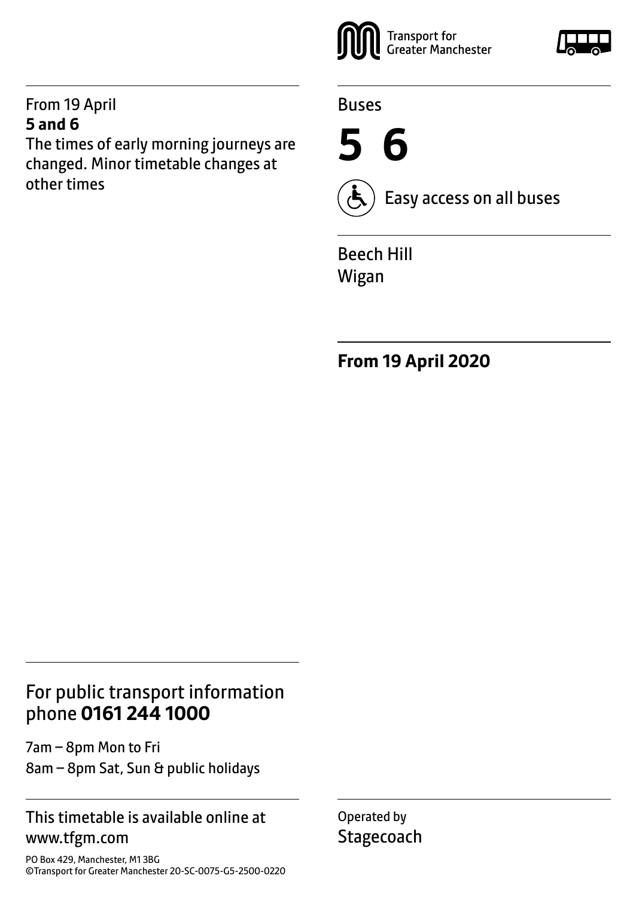Transport for Greater Manchester

From 19 April
**5 and 6**
The times of early morning journeys are changed. Minor timetable changes at other times

Buses

# 5 6

Easy access on all buses

Beech Hill
Wigan

**From 19 April 2020**

## For public transport information phone **0161 244 1000**

7am – 8pm Mon to Fri
8am – 8pm Sat, Sun & public holidays

This timetable is available online at www.tfgm.com

PO Box 429, Manchester, M1 3BG
©Transport for Greater Manchester 20-SC-0075-G5-2500-0220

Operated by
Stagecoach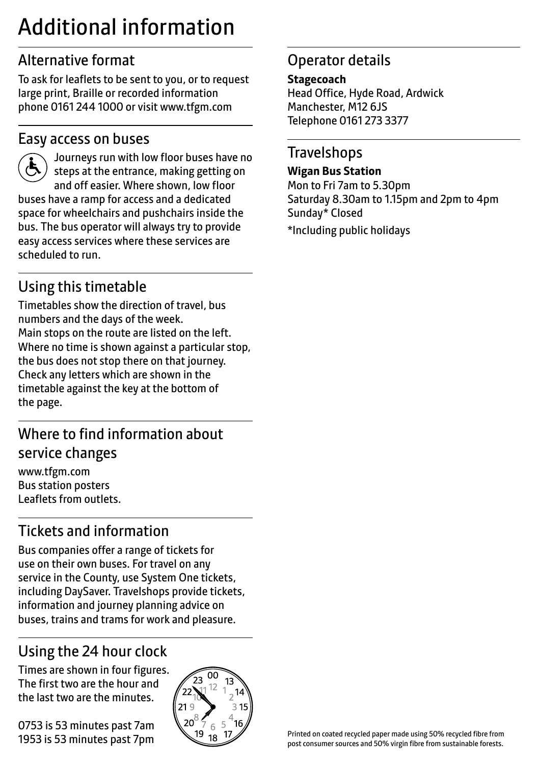# Additional information

## Alternative format

To ask for leaflets to be sent to you, or to request large print, Braille or recorded information phone 0161 244 1000 or visit www.tfgm.com

## Easy access on buses

Journeys run with low floor buses have no steps at the entrance, making getting on and off easier. Where shown, low floor buses have a ramp for access and a dedicated space for wheelchairs and pushchairs inside the bus. The bus operator will always try to provide easy access services where these services are scheduled to run.

## Using this timetable

Timetables show the direction of travel, bus numbers and the days of the week.
Main stops on the route are listed on the left. Where no time is shown against a particular stop, the bus does not stop there on that journey. Check any letters which are shown in the timetable against the key at the bottom of the page.

## Where to find information about service changes

www.tfgm.com
Bus station posters
Leaflets from outlets.

## Tickets and information

Bus companies offer a range of tickets for use on their own buses. For travel on any service in the County, use System One tickets, including DaySaver. Travelshops provide tickets, information and journey planning advice on buses, trains and trams for work and pleasure.

## Using the 24 hour clock

Times are shown in four figures. The first two are the hour and the last two are the minutes.

0753 is 53 minutes past 7am
1953 is 53 minutes past 7pm

## Operator details

**Stagecoach**
Head Office, Hyde Road, Ardwick
Manchester, M12 6JS
Telephone 0161 273 3377

## Travelshops

**Wigan Bus Station**
Mon to Fri 7am to 5.30pm
Saturday 8.30am to 1.15pm and 2pm to 4pm
Sunday* Closed

*Including public holidays

Printed on coated recycled paper made using 50% recycled fibre from post consumer sources and 50% virgin fibre from sustainable forests.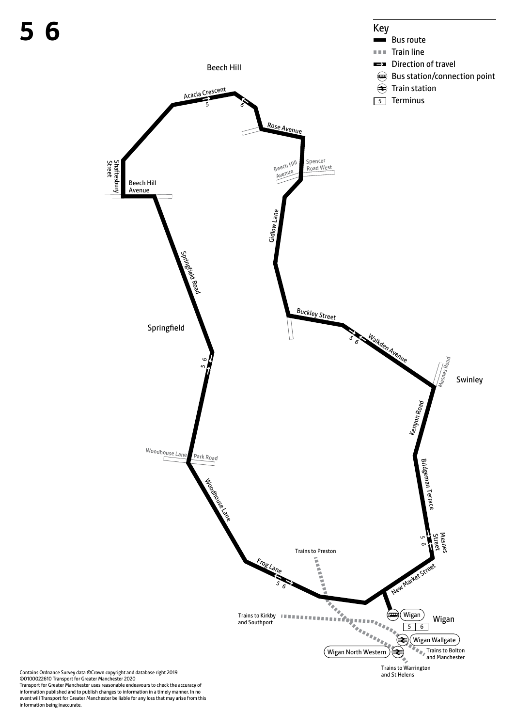# 5 6

## Key

- Bus route
- Train line
- Direction of travel
- Bus station/connection point
- Train station
- 5 Terminus

Beech Hill

Acacia Crescent

Rose Avenue

Shaftesbury Street

Beech Hill Avenue

Beech Hill Avenue

Spencer Road West

Gidlow Lane

Springfield Road

Springfield

Buckley Street

Walkden Avenue

Mesnes Road

Swinley

Kenyon Road

Woodhouse Lane

Park Road

Bridgeman Terrace

Woodhouse Lane

Mesnes Street

Trains to Preston

Frog Lane

New Market Street

Trains to Kirkby and Southport

Wigan

Wigan

5 6

Wigan Wallgate

Trains to Bolton and Manchester

Wigan North Western

Trains to Warrington and St Helens

Contains Ordnance Survey data ©Crown copyright and database right 2019
©0100022610 Transport for Greater Manchester 2020
Transport for Greater Manchester uses reasonable endeavours to check the accuracy of information published and to publish changes to information in a timely manner. In no event will Transport for Greater Manchester be liable for any loss that may arise from this information being inaccurate.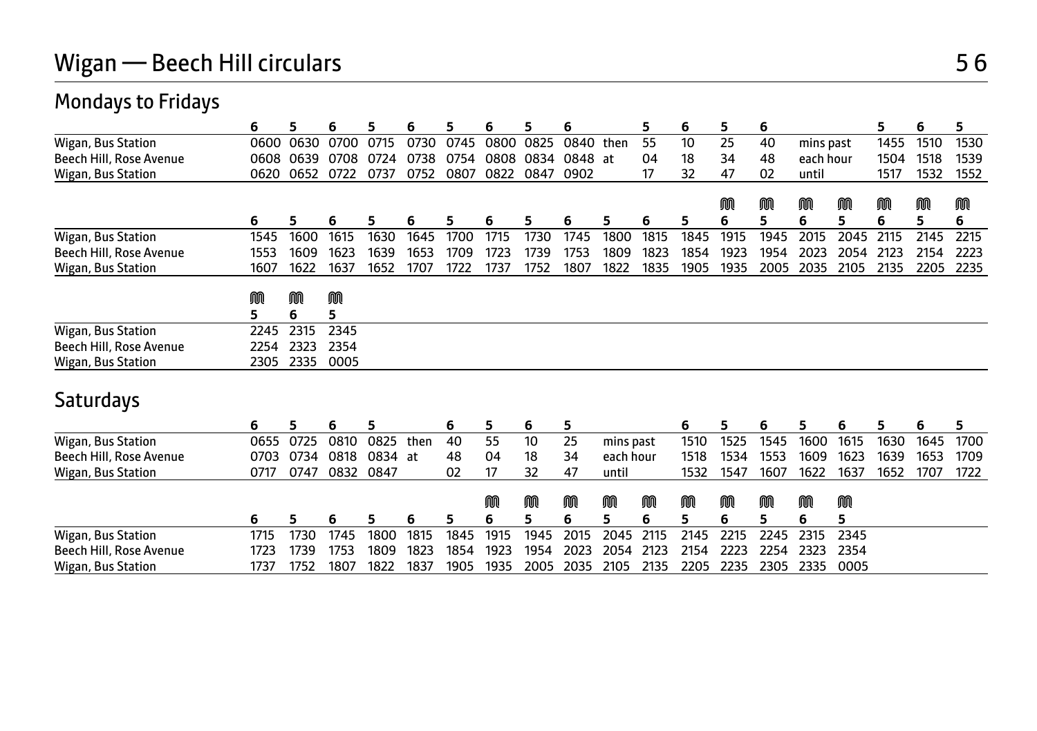# Wigan — Beech Hill circulars 5 6

## Mondays to Fridays

| | 6 | 5 | 6 | 5 | 6 | 5 | 6 | 5 | 6 | | 5 | 6 | 5 | 6 | | 5 | 6 | 5 |
|---|---|---|---|---|---|---|---|---|---|---|---|---|---|---|---|---|---|---|
| Wigan, Bus Station | 0600 | 0630 | 0700 | 0715 | 0730 | 0745 | 0800 | 0825 | 0840 | then | 55 | 10 | 25 | 40 | mins past | 1455 | 1510 | 1530 |
| Beech Hill, Rose Avenue | 0608 | 0639 | 0708 | 0724 | 0738 | 0754 | 0808 | 0834 | 0848 | at | 04 | 18 | 34 | 48 | each hour | 1504 | 1518 | 1539 |
| Wigan, Bus Station | 0620 | 0652 | 0722 | 0737 | 0752 | 0807 | 0822 | 0847 | 0902 | | 17 | 32 | 47 | 02 | until | 1517 | 1532 | 1552 |

| | | | | | | | | | | | | | M | M | M | M | M | M | M |
|---|---|---|---|---|---|---|---|---|---|---|---|---|---|---|---|---|---|---|---|
| | 6 | 5 | 6 | 5 | 6 | 5 | 6 | 5 | 6 | 5 | 6 | 5 | 6 | 5 | 6 | 5 | 6 | 5 | 6 |
| Wigan, Bus Station | 1545 | 1600 | 1615 | 1630 | 1645 | 1700 | 1715 | 1730 | 1745 | 1800 | 1815 | 1845 | 1915 | 1945 | 2015 | 2045 | 2115 | 2145 | 2215 |
| Beech Hill, Rose Avenue | 1553 | 1609 | 1623 | 1639 | 1653 | 1709 | 1723 | 1739 | 1753 | 1809 | 1823 | 1854 | 1923 | 1954 | 2023 | 2054 | 2123 | 2154 | 2223 |
| Wigan, Bus Station | 1607 | 1622 | 1637 | 1652 | 1707 | 1722 | 1737 | 1752 | 1807 | 1822 | 1835 | 1905 | 1935 | 2005 | 2035 | 2105 | 2135 | 2205 | 2235 |

| | M | M | M |
|---|---|---|---|
| | 5 | 6 | 5 |
| Wigan, Bus Station | 2245 | 2315 | 2345 |
| Beech Hill, Rose Avenue | 2254 | 2323 | 2354 |
| Wigan, Bus Station | 2305 | 2335 | 0005 |

## Saturdays

| | 6 | 5 | 6 | 5 | | 6 | 5 | 6 | 5 | | 6 | 5 | 6 | 5 | 6 | 5 | 6 | 5 |
|---|---|---|---|---|---|---|---|---|---|---|---|---|---|---|---|---|---|---|
| Wigan, Bus Station | 0655 | 0725 | 0810 | 0825 | then | 40 | 55 | 10 | 25 | mins past | 1510 | 1525 | 1545 | 1600 | 1615 | 1630 | 1645 | 1700 |
| Beech Hill, Rose Avenue | 0703 | 0734 | 0818 | 0834 | at | 48 | 04 | 18 | 34 | each hour | 1518 | 1534 | 1553 | 1609 | 1623 | 1639 | 1653 | 1709 |
| Wigan, Bus Station | 0717 | 0747 | 0832 | 0847 | | 02 | 17 | 32 | 47 | until | 1532 | 1547 | 1607 | 1622 | 1637 | 1652 | 1707 | 1722 |

| | | | | | | | M | M | M | M | M | M | M | M | M | M |
|---|---|---|---|---|---|---|---|---|---|---|---|---|---|---|---|---|
| | 6 | 5 | 6 | 5 | 6 | 5 | 6 | 5 | 6 | 5 | 6 | 5 | 6 | 5 | 6 | 5 |
| Wigan, Bus Station | 1715 | 1730 | 1745 | 1800 | 1815 | 1845 | 1915 | 1945 | 2015 | 2045 | 2115 | 2145 | 2215 | 2245 | 2315 | 2345 |
| Beech Hill, Rose Avenue | 1723 | 1739 | 1753 | 1809 | 1823 | 1854 | 1923 | 1954 | 2023 | 2054 | 2123 | 2154 | 2223 | 2254 | 2323 | 2354 |
| Wigan, Bus Station | 1737 | 1752 | 1807 | 1822 | 1837 | 1905 | 1935 | 2005 | 2035 | 2105 | 2135 | 2205 | 2235 | 2305 | 2335 | 0005 |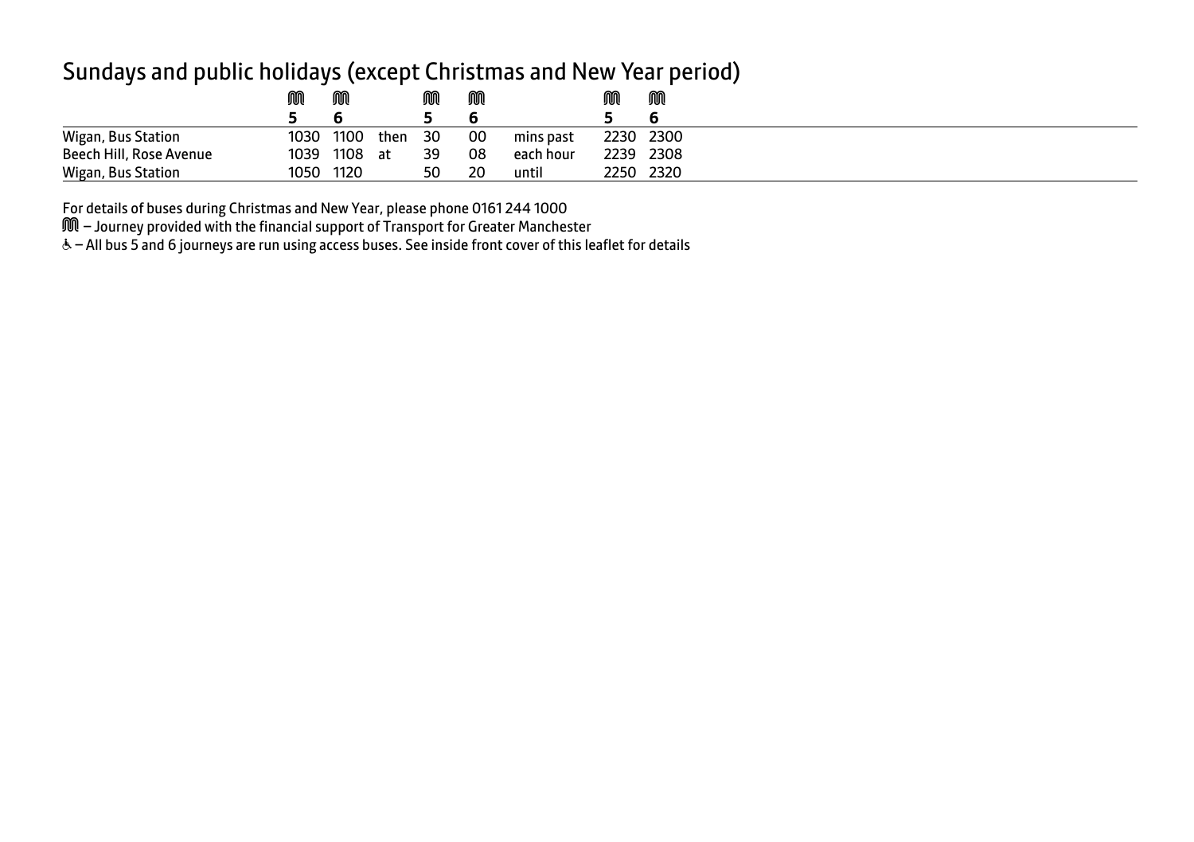## Sundays and public holidays (except Christmas and New Year period)

| | | | | | | | | |
|---|---|---|---|---|---|---|---|---|
| | M | M | | M | M | | M | M |
| | **5** | **6** | | **5** | **6** | | **5** | **6** |
| Wigan, Bus Station | 1030 | 1100 | then | 30 | 00 | mins past | 2230 | 2300 |
| Beech Hill, Rose Avenue | 1039 | 1108 | at | 39 | 08 | each hour | 2239 | 2308 |
| Wigan, Bus Station | 1050 | 1120 | | 50 | 20 | until | 2250 | 2320 |

For details of buses during Christmas and New Year, please phone 0161 244 1000

M – Journey provided with the financial support of Transport for Greater Manchester

♿ – All bus 5 and 6 journeys are run using access buses. See inside front cover of this leaflet for details